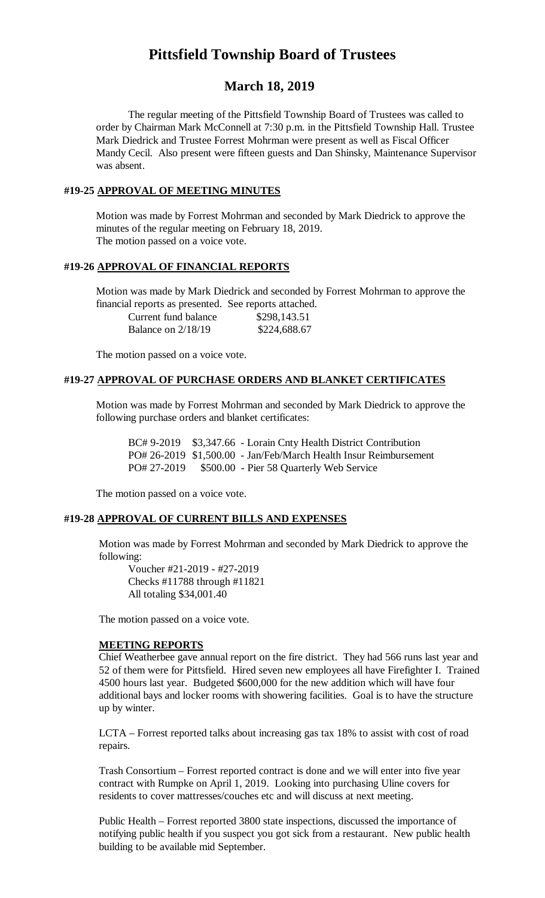# Pittsfield Township Board of Trustees

## March 18, 2019

The regular meeting of the Pittsfield Township Board of Trustees was called to order by Chairman Mark McConnell at 7:30 p.m. in the Pittsfield Township Hall. Trustee Mark Diedrick and Trustee Forrest Mohrman were present as well as Fiscal Officer Mandy Cecil. Also present were fifteen guests and Dan Shinsky, Maintenance Supervisor was absent.

### #19-25 APPROVAL OF MEETING MINUTES

Motion was made by Forrest Mohrman and seconded by Mark Diedrick to approve the minutes of the regular meeting on February 18, 2019.
The motion passed on a voice vote.

### #19-26 APPROVAL OF FINANCIAL REPORTS

Motion was made by Mark Diedrick and seconded by Forrest Mohrman to approve the financial reports as presented. See reports attached.

| | |
|---|---|
| Current fund balance | \$298,143.51 |
| Balance on 2/18/19 | \$224,688.67 |

The motion passed on a voice vote.

### #19-27 APPROVAL OF PURCHASE ORDERS AND BLANKET CERTIFICATES

Motion was made by Forrest Mohrman and seconded by Mark Diedrick to approve the following purchase orders and blanket certificates:

BC# 9-2019 \$3,347.66 - Lorain Cnty Health District Contribution
PO# 26-2019 \$1,500.00 - Jan/Feb/March Health Insur Reimbursement
PO# 27-2019 \$500.00 - Pier 58 Quarterly Web Service

The motion passed on a voice vote.

### #19-28 APPROVAL OF CURRENT BILLS AND EXPENSES

Motion was made by Forrest Mohrman and seconded by Mark Diedrick to approve the following:

Voucher #21-2019 - #27-2019
Checks #11788 through #11821
All totaling \$34,001.40

The motion passed on a voice vote.

### MEETING REPORTS

Chief Weatherbee gave annual report on the fire district. They had 566 runs last year and 52 of them were for Pittsfield. Hired seven new employees all have Firefighter I. Trained 4500 hours last year. Budgeted \$600,000 for the new addition which will have four additional bays and locker rooms with showering facilities. Goal is to have the structure up by winter.

LCTA – Forrest reported talks about increasing gas tax 18% to assist with cost of road repairs.

Trash Consortium – Forrest reported contract is done and we will enter into five year contract with Rumpke on April 1, 2019. Looking into purchasing Uline covers for residents to cover mattresses/couches etc and will discuss at next meeting.

Public Health – Forrest reported 3800 state inspections, discussed the importance of notifying public health if you suspect you got sick from a restaurant. New public health building to be available mid September.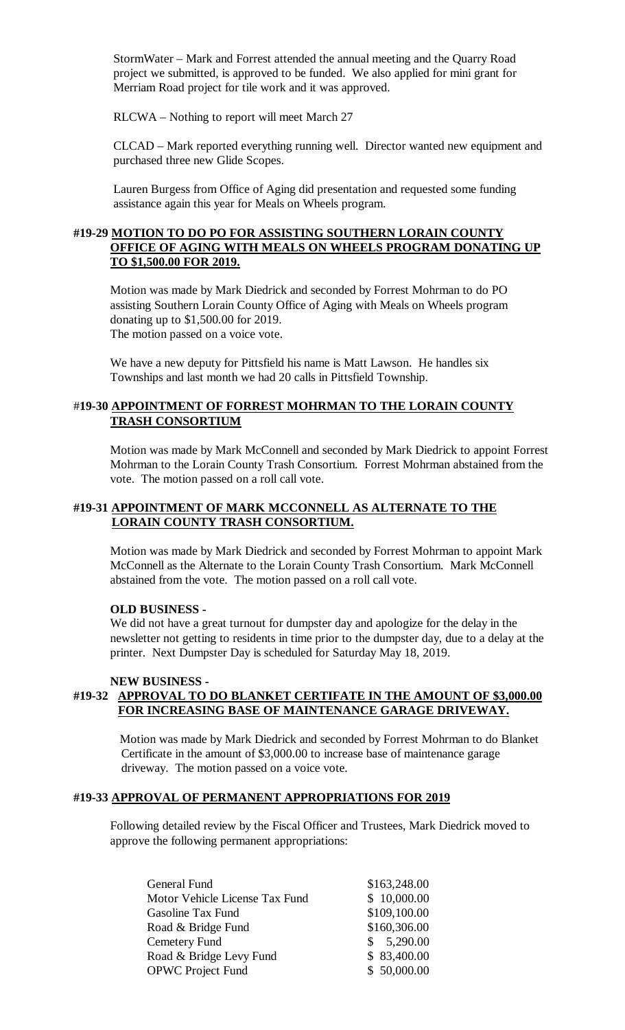StormWater – Mark and Forrest attended the annual meeting and the Quarry Road project we submitted, is approved to be funded. We also applied for mini grant for Merriam Road project for tile work and it was approved.

RLCWA – Nothing to report will meet March 27

CLCAD – Mark reported everything running well. Director wanted new equipment and purchased three new Glide Scopes.

Lauren Burgess from Office of Aging did presentation and requested some funding assistance again this year for Meals on Wheels program.

**#19-29 MOTION TO DO PO FOR ASSISTING SOUTHERN LORAIN COUNTY OFFICE OF AGING WITH MEALS ON WHEELS PROGRAM DONATING UP TO $1,500.00 FOR 2019.**

Motion was made by Mark Diedrick and seconded by Forrest Mohrman to do PO assisting Southern Lorain County Office of Aging with Meals on Wheels program donating up to $1,500.00 for 2019.
The motion passed on a voice vote.

We have a new deputy for Pittsfield his name is Matt Lawson. He handles six Townships and last month we had 20 calls in Pittsfield Township.

**#19-30 APPOINTMENT OF FORREST MOHRMAN TO THE LORAIN COUNTY TRASH CONSORTIUM**

Motion was made by Mark McConnell and seconded by Mark Diedrick to appoint Forrest Mohrman to the Lorain County Trash Consortium. Forrest Mohrman abstained from the vote. The motion passed on a roll call vote.

**#19-31 APPOINTMENT OF MARK MCCONNELL AS ALTERNATE TO THE LORAIN COUNTY TRASH CONSORTIUM.**

Motion was made by Mark Diedrick and seconded by Forrest Mohrman to appoint Mark McConnell as the Alternate to the Lorain County Trash Consortium. Mark McConnell abstained from the vote. The motion passed on a roll call vote.

**OLD BUSINESS -**

We did not have a great turnout for dumpster day and apologize for the delay in the newsletter not getting to residents in time prior to the dumpster day, due to a delay at the printer. Next Dumpster Day is scheduled for Saturday May 18, 2019.

**NEW BUSINESS -**

**#19-32 APPROVAL TO DO BLANKET CERTIFATE IN THE AMOUNT OF $3,000.00 FOR INCREASING BASE OF MAINTENANCE GARAGE DRIVEWAY.**

Motion was made by Mark Diedrick and seconded by Forrest Mohrman to do Blanket Certificate in the amount of $3,000.00 to increase base of maintenance garage driveway. The motion passed on a voice vote.

**#19-33 APPROVAL OF PERMANENT APPROPRIATIONS FOR 2019**

Following detailed review by the Fiscal Officer and Trustees, Mark Diedrick moved to approve the following permanent appropriations:

| Fund | Amount |
|---|---|
| General Fund | $163,248.00 |
| Motor Vehicle License Tax Fund | $ 10,000.00 |
| Gasoline Tax Fund | $109,100.00 |
| Road & Bridge Fund | $160,306.00 |
| Cemetery Fund | $ 5,290.00 |
| Road & Bridge Levy Fund | $ 83,400.00 |
| OPWC Project Fund | $ 50,000.00 |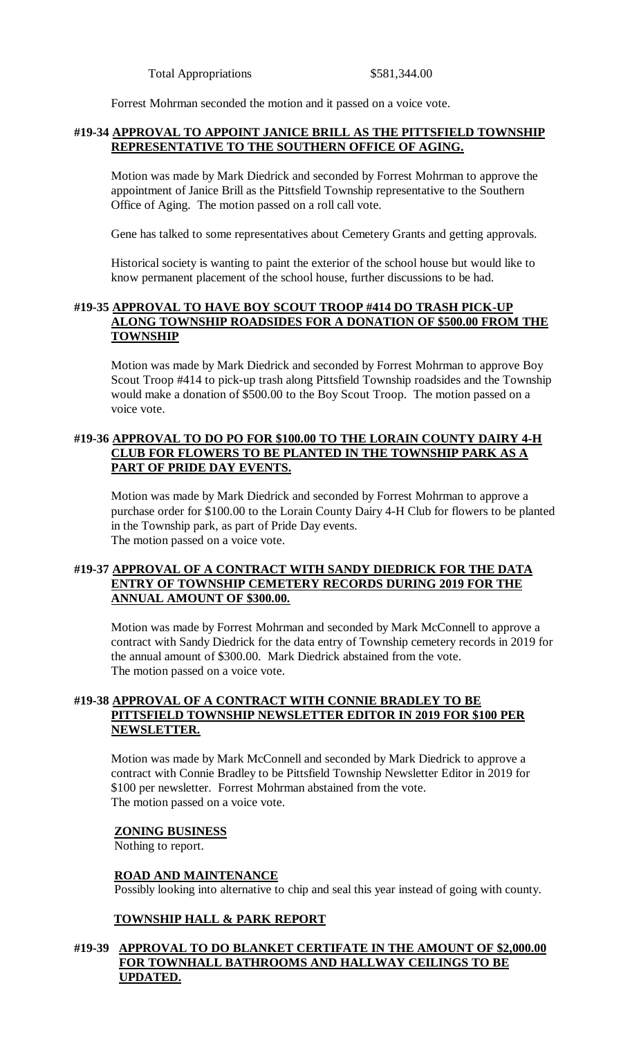Total Appropriations $581,344.00

Forrest Mohrman seconded the motion and it passed on a voice vote.

**#19-34 APPROVAL TO APPOINT JANICE BRILL AS THE PITTSFIELD TOWNSHIP REPRESENTATIVE TO THE SOUTHERN OFFICE OF AGING.**

Motion was made by Mark Diedrick and seconded by Forrest Mohrman to approve the appointment of Janice Brill as the Pittsfield Township representative to the Southern Office of Aging. The motion passed on a roll call vote.

Gene has talked to some representatives about Cemetery Grants and getting approvals.

Historical society is wanting to paint the exterior of the school house but would like to know permanent placement of the school house, further discussions to be had.

**#19-35 APPROVAL TO HAVE BOY SCOUT TROOP #414 DO TRASH PICK-UP ALONG TOWNSHIP ROADSIDES FOR A DONATION OF $500.00 FROM THE TOWNSHIP**

Motion was made by Mark Diedrick and seconded by Forrest Mohrman to approve Boy Scout Troop #414 to pick-up trash along Pittsfield Township roadsides and the Township would make a donation of $500.00 to the Boy Scout Troop. The motion passed on a voice vote.

**#19-36 APPROVAL TO DO PO FOR $100.00 TO THE LORAIN COUNTY DAIRY 4-H CLUB FOR FLOWERS TO BE PLANTED IN THE TOWNSHIP PARK AS A PART OF PRIDE DAY EVENTS.**

Motion was made by Mark Diedrick and seconded by Forrest Mohrman to approve a purchase order for $100.00 to the Lorain County Dairy 4-H Club for flowers to be planted in the Township park, as part of Pride Day events.
The motion passed on a voice vote.

**#19-37 APPROVAL OF A CONTRACT WITH SANDY DIEDRICK FOR THE DATA ENTRY OF TOWNSHIP CEMETERY RECORDS DURING 2019 FOR THE ANNUAL AMOUNT OF $300.00.**

Motion was made by Forrest Mohrman and seconded by Mark McConnell to approve a contract with Sandy Diedrick for the data entry of Township cemetery records in 2019 for the annual amount of $300.00. Mark Diedrick abstained from the vote.
The motion passed on a voice vote.

**#19-38 APPROVAL OF A CONTRACT WITH CONNIE BRADLEY TO BE PITTSFIELD TOWNSHIP NEWSLETTER EDITOR IN 2019 FOR $100 PER NEWSLETTER.**

Motion was made by Mark McConnell and seconded by Mark Diedrick to approve a contract with Connie Bradley to be Pittsfield Township Newsletter Editor in 2019 for $100 per newsletter. Forrest Mohrman abstained from the vote.
The motion passed on a voice vote.

**ZONING BUSINESS**

Nothing to report.

**ROAD AND MAINTENANCE**

Possibly looking into alternative to chip and seal this year instead of going with county.

**TOWNSHIP HALL & PARK REPORT**

**#19-39 APPROVAL TO DO BLANKET CERTIFATE IN THE AMOUNT OF $2,000.00 FOR TOWNHALL BATHROOMS AND HALLWAY CEILINGS TO BE UPDATED.**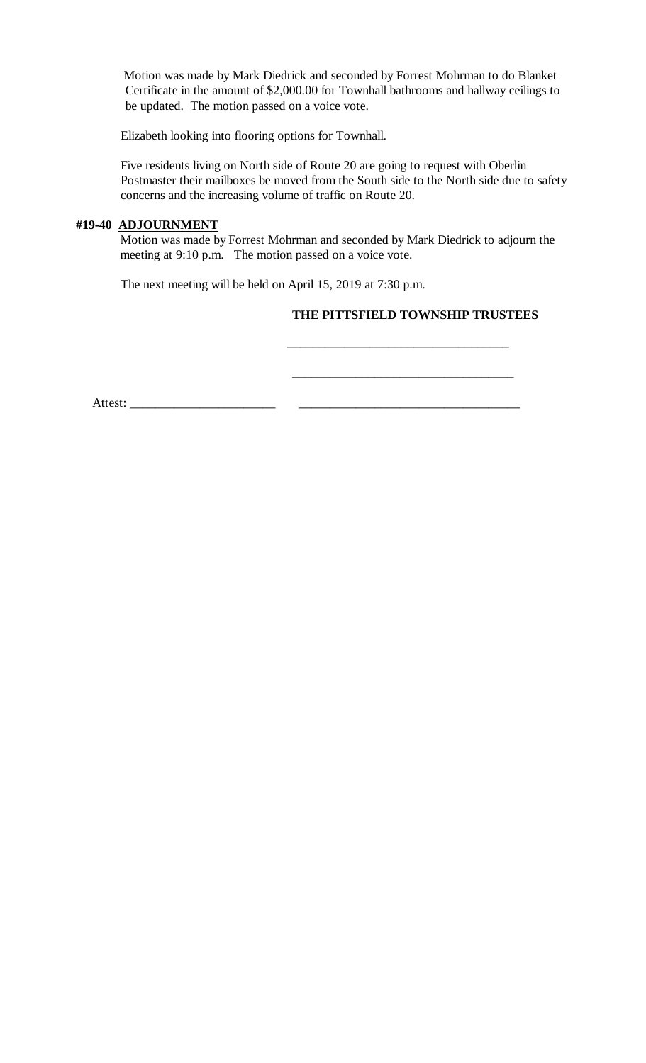Motion was made by Mark Diedrick and seconded by Forrest Mohrman to do Blanket Certificate in the amount of $2,000.00 for Townhall bathrooms and hallway ceilings to be updated. The motion passed on a voice vote.

Elizabeth looking into flooring options for Townhall.

Five residents living on North side of Route 20 are going to request with Oberlin Postmaster their mailboxes be moved from the South side to the North side due to safety concerns and the increasing volume of traffic on Route 20.

**#19-40 ADJOURNMENT**

Motion was made by Forrest Mohrman and seconded by Mark Diedrick to adjourn the meeting at 9:10 p.m. The motion passed on a voice vote.

The next meeting will be held on April 15, 2019 at 7:30 p.m.

**THE PITTSFIELD TOWNSHIP TRUSTEES**

___________________________________

___________________________________

Attest: _______________________ ___________________________________